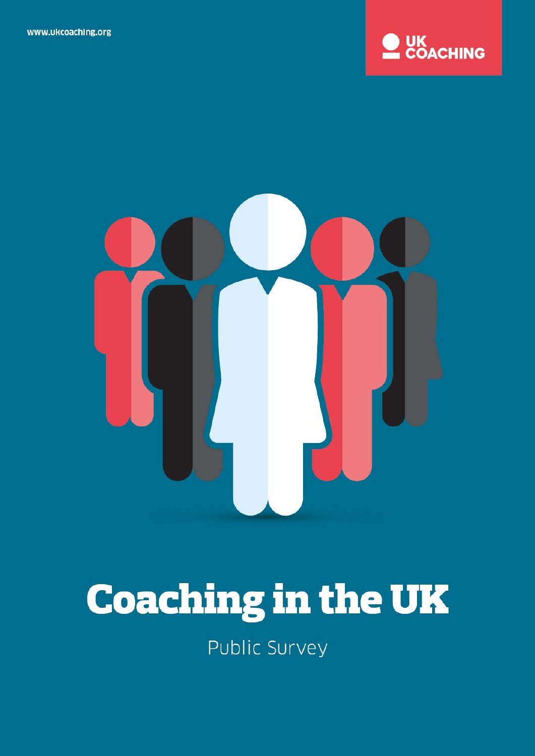www.ukcoaching.org

UK COACHING

# Coaching in the UK

Public Survey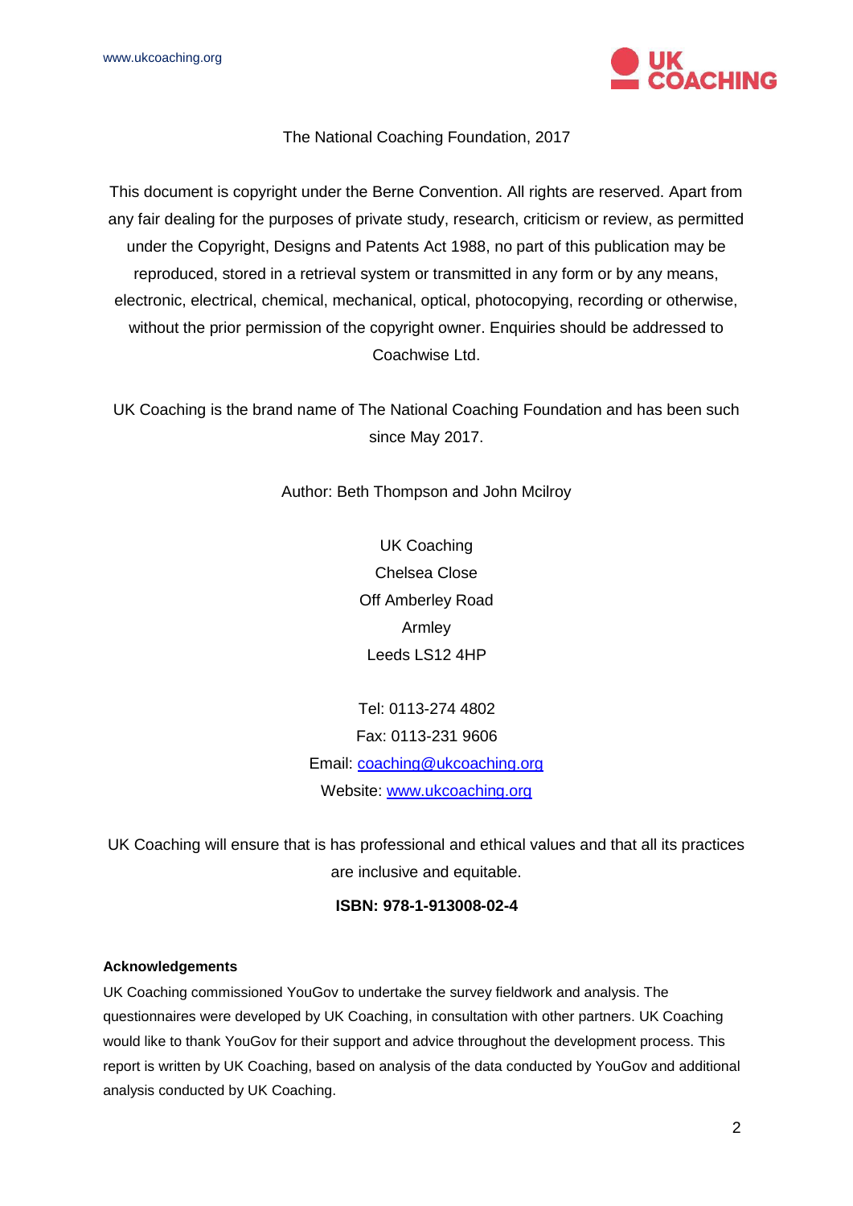The National Coaching Foundation, 2017

This document is copyright under the Berne Convention. All rights are reserved. Apart from any fair dealing for the purposes of private study, research, criticism or review, as permitted under the Copyright, Designs and Patents Act 1988, no part of this publication may be reproduced, stored in a retrieval system or transmitted in any form or by any means, electronic, electrical, chemical, mechanical, optical, photocopying, recording or otherwise, without the prior permission of the copyright owner. Enquiries should be addressed to Coachwise Ltd.

UK Coaching is the brand name of The National Coaching Foundation and has been such since May 2017.

Author: Beth Thompson and John Mcilroy

UK Coaching
Chelsea Close
Off Amberley Road
Armley
Leeds LS12 4HP

Tel: 0113-274 4802
Fax: 0113-231 9606
Email: coaching@ukcoaching.org
Website: www.ukcoaching.org

UK Coaching will ensure that is has professional and ethical values and that all its practices are inclusive and equitable.

**ISBN: 978-1-913008-02-4**

**Acknowledgements**

UK Coaching commissioned YouGov to undertake the survey fieldwork and analysis. The questionnaires were developed by UK Coaching, in consultation with other partners. UK Coaching would like to thank YouGov for their support and advice throughout the development process. This report is written by UK Coaching, based on analysis of the data conducted by YouGov and additional analysis conducted by UK Coaching.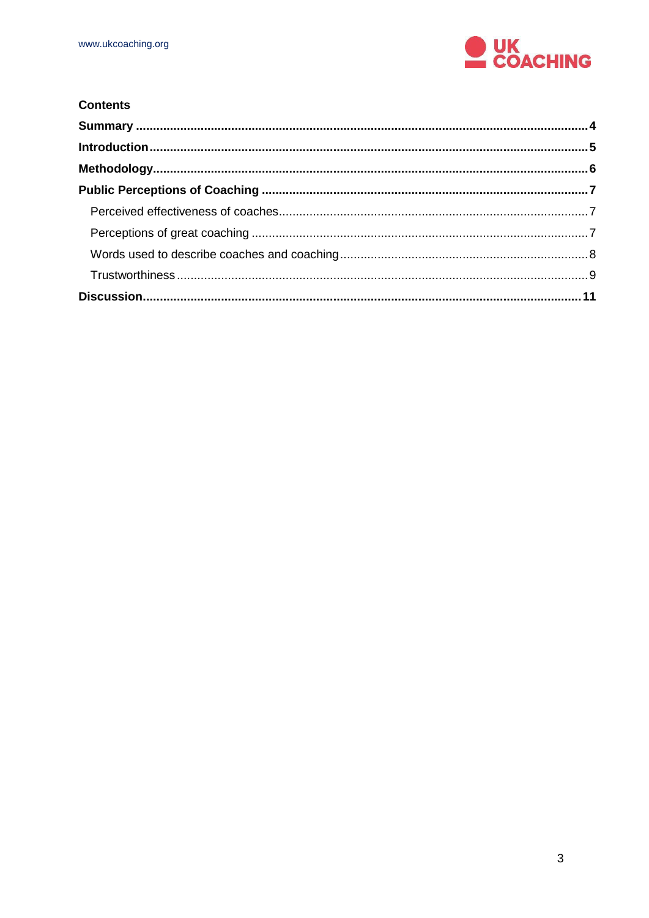**Contents**

**Summary** .......... **4**

**Introduction** .......... **5**

**Methodology** .......... **6**

**Public Perceptions of Coaching** .......... **7**

- Perceived effectiveness of coaches .......... 7
- Perceptions of great coaching .......... 7
- Words used to describe coaches and coaching .......... 8
- Trustworthiness .......... 9

**Discussion** .......... **11**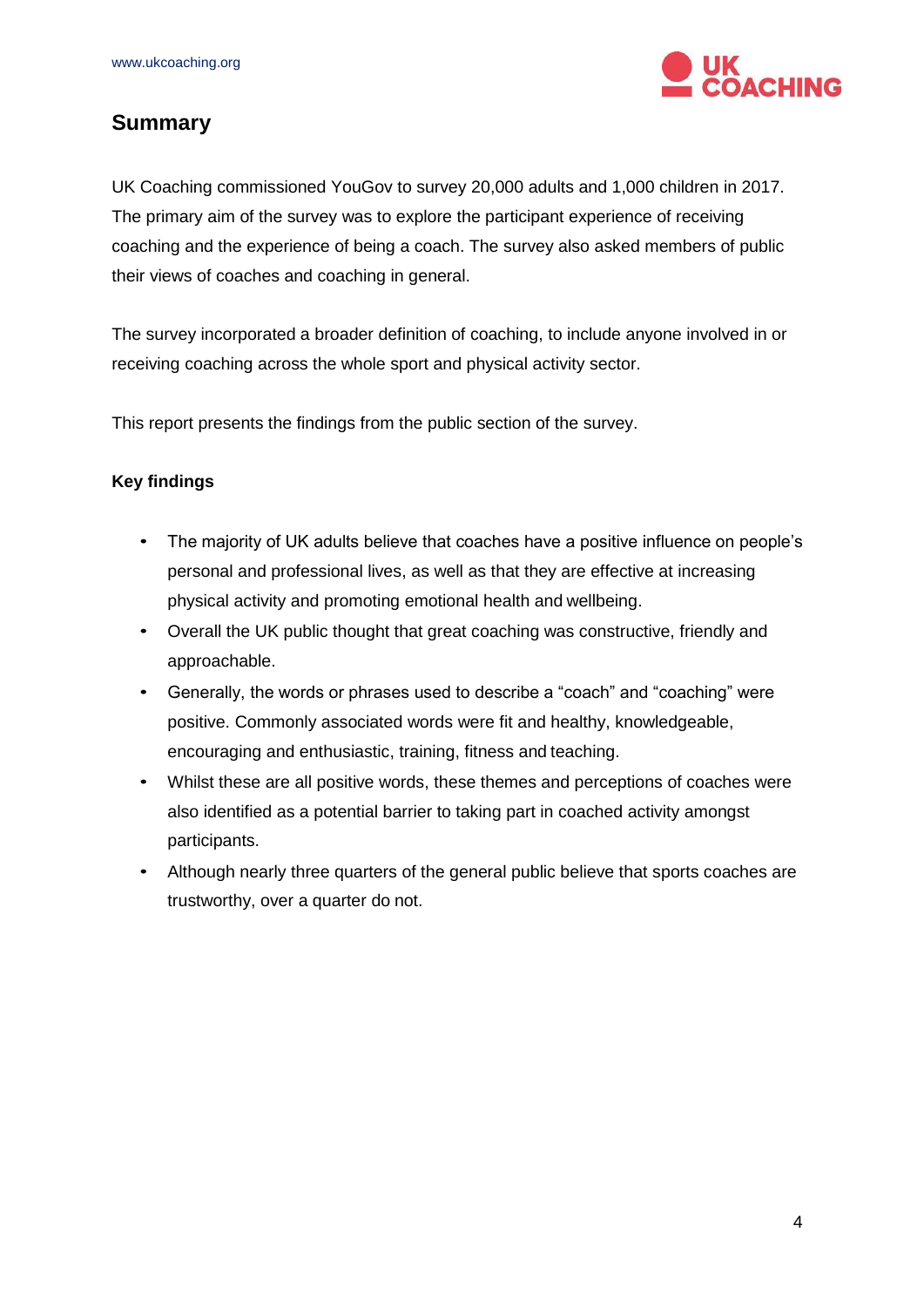## Summary

UK Coaching commissioned YouGov to survey 20,000 adults and 1,000 children in 2017. The primary aim of the survey was to explore the participant experience of receiving coaching and the experience of being a coach. The survey also asked members of public their views of coaches and coaching in general.

The survey incorporated a broader definition of coaching, to include anyone involved in or receiving coaching across the whole sport and physical activity sector.

This report presents the findings from the public section of the survey.

**Key findings**

- The majority of UK adults believe that coaches have a positive influence on people's personal and professional lives, as well as that they are effective at increasing physical activity and promoting emotional health and wellbeing.
- Overall the UK public thought that great coaching was constructive, friendly and approachable.
- Generally, the words or phrases used to describe a "coach" and "coaching" were positive. Commonly associated words were fit and healthy, knowledgeable, encouraging and enthusiastic, training, fitness and teaching.
- Whilst these are all positive words, these themes and perceptions of coaches were also identified as a potential barrier to taking part in coached activity amongst participants.
- Although nearly three quarters of the general public believe that sports coaches are trustworthy, over a quarter do not.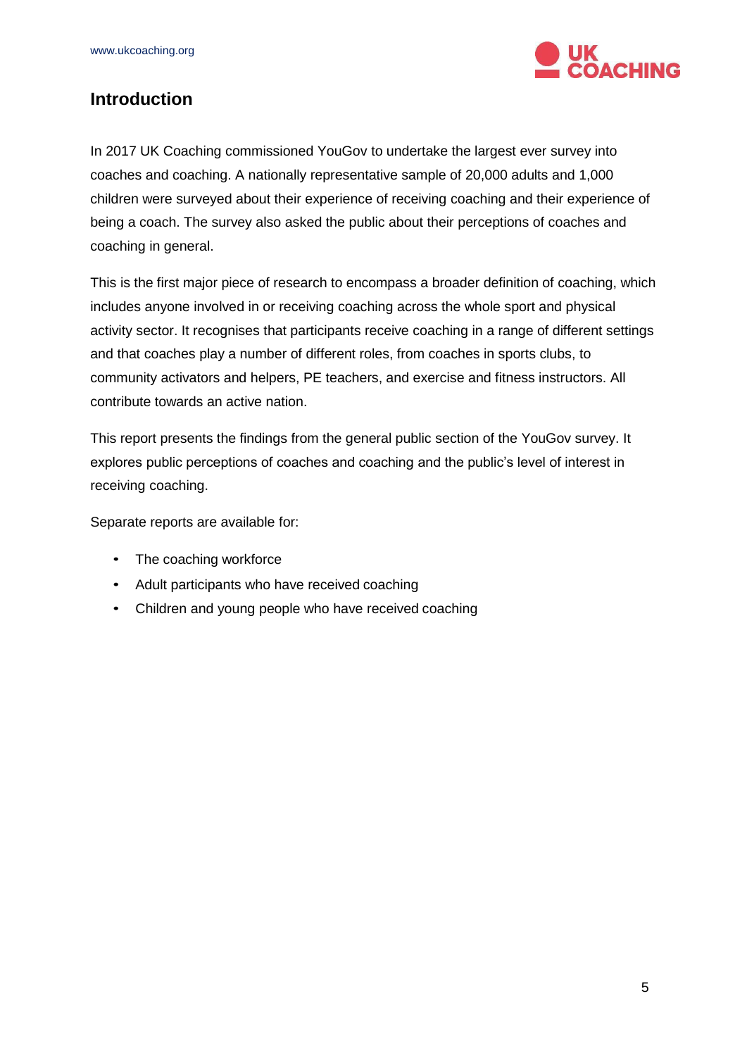## Introduction

In 2017 UK Coaching commissioned YouGov to undertake the largest ever survey into coaches and coaching. A nationally representative sample of 20,000 adults and 1,000 children were surveyed about their experience of receiving coaching and their experience of being a coach. The survey also asked the public about their perceptions of coaches and coaching in general.

This is the first major piece of research to encompass a broader definition of coaching, which includes anyone involved in or receiving coaching across the whole sport and physical activity sector. It recognises that participants receive coaching in a range of different settings and that coaches play a number of different roles, from coaches in sports clubs, to community activators and helpers, PE teachers, and exercise and fitness instructors. All contribute towards an active nation.

This report presents the findings from the general public section of the YouGov survey. It explores public perceptions of coaches and coaching and the public's level of interest in receiving coaching.

Separate reports are available for:

- The coaching workforce
- Adult participants who have received coaching
- Children and young people who have received coaching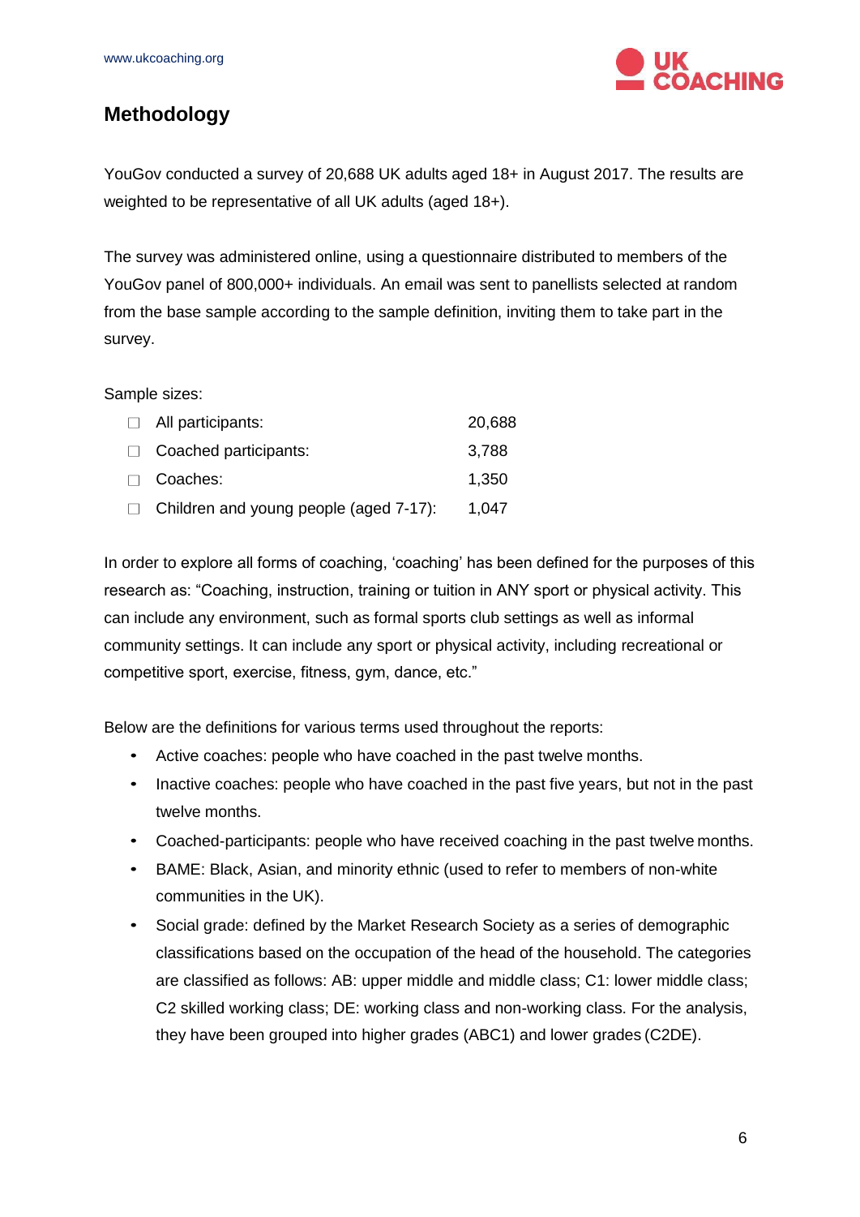## Methodology

YouGov conducted a survey of 20,688 UK adults aged 18+ in August 2017. The results are weighted to be representative of all UK adults (aged 18+).

The survey was administered online, using a questionnaire distributed to members of the YouGov panel of 800,000+ individuals. An email was sent to panellists selected at random from the base sample according to the sample definition, inviting them to take part in the survey.

Sample sizes:

| | |
|---|---|
| All participants: | 20,688 |
| Coached participants: | 3,788 |
| Coaches: | 1,350 |
| Children and young people (aged 7-17): | 1,047 |

In order to explore all forms of coaching, 'coaching' has been defined for the purposes of this research as: "Coaching, instruction, training or tuition in ANY sport or physical activity. This can include any environment, such as formal sports club settings as well as informal community settings. It can include any sport or physical activity, including recreational or competitive sport, exercise, fitness, gym, dance, etc."

Below are the definitions for various terms used throughout the reports:

- Active coaches: people who have coached in the past twelve months.
- Inactive coaches: people who have coached in the past five years, but not in the past twelve months.
- Coached-participants: people who have received coaching in the past twelve months.
- BAME: Black, Asian, and minority ethnic (used to refer to members of non-white communities in the UK).
- Social grade: defined by the Market Research Society as a series of demographic classifications based on the occupation of the head of the household. The categories are classified as follows: AB: upper middle and middle class; C1: lower middle class; C2 skilled working class; DE: working class and non-working class. For the analysis, they have been grouped into higher grades (ABC1) and lower grades (C2DE).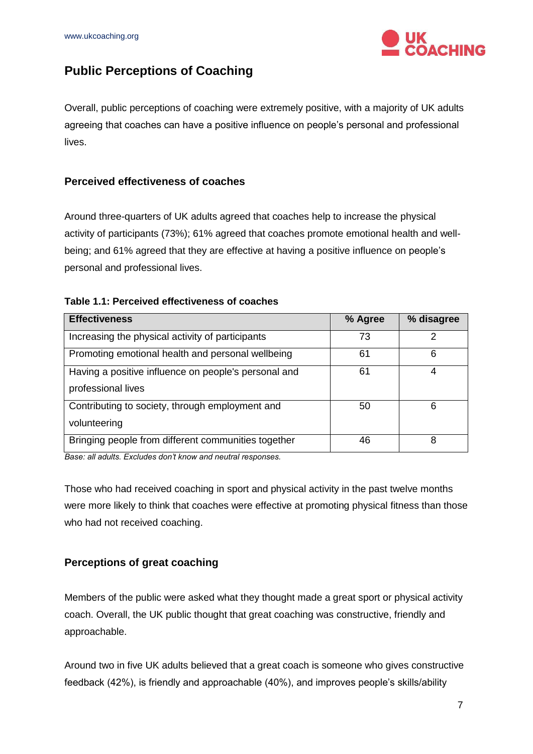## Public Perceptions of Coaching

Overall, public perceptions of coaching were extremely positive, with a majority of UK adults agreeing that coaches can have a positive influence on people's personal and professional lives.

### Perceived effectiveness of coaches

Around three-quarters of UK adults agreed that coaches help to increase the physical activity of participants (73%); 61% agreed that coaches promote emotional health and well-being; and 61% agreed that they are effective at having a positive influence on people's personal and professional lives.

**Table 1.1: Perceived effectiveness of coaches**

| Effectiveness | % Agree | % disagree |
|---|---|---|
| Increasing the physical activity of participants | 73 | 2 |
| Promoting emotional health and personal wellbeing | 61 | 6 |
| Having a positive influence on people's personal and professional lives | 61 | 4 |
| Contributing to society, through employment and volunteering | 50 | 6 |
| Bringing people from different communities together | 46 | 8 |

*Base: all adults. Excludes don't know and neutral responses.*

Those who had received coaching in sport and physical activity in the past twelve months were more likely to think that coaches were effective at promoting physical fitness than those who had not received coaching.

### Perceptions of great coaching

Members of the public were asked what they thought made a great sport or physical activity coach. Overall, the UK public thought that great coaching was constructive, friendly and approachable.

Around two in five UK adults believed that a great coach is someone who gives constructive feedback (42%), is friendly and approachable (40%), and improves people's skills/ability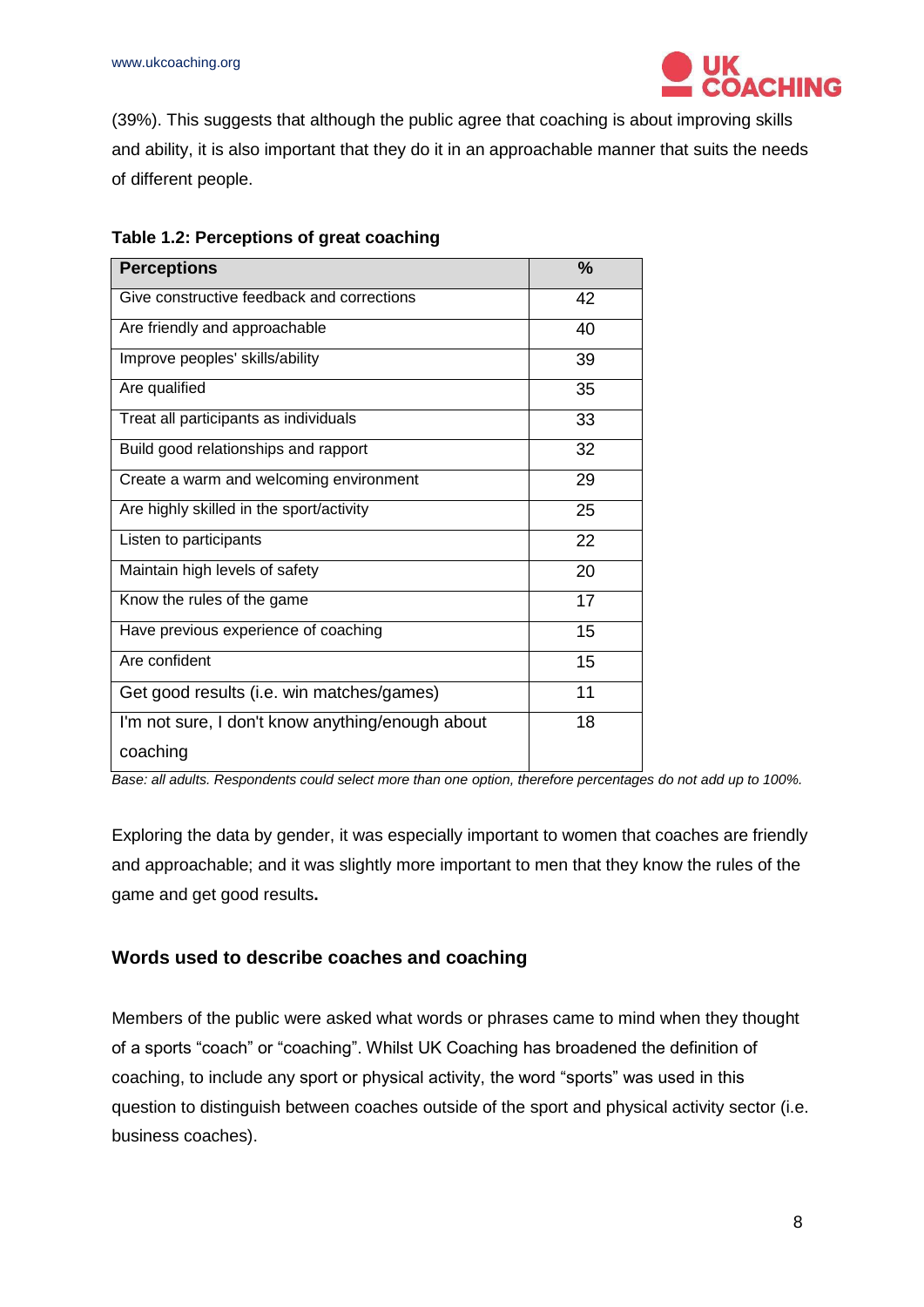(39%). This suggests that although the public agree that coaching is about improving skills and ability, it is also important that they do it in an approachable manner that suits the needs of different people.

**Table 1.2: Perceptions of great coaching**

| Perceptions | % |
|---|---|
| Give constructive feedback and corrections | 42 |
| Are friendly and approachable | 40 |
| Improve peoples' skills/ability | 39 |
| Are qualified | 35 |
| Treat all participants as individuals | 33 |
| Build good relationships and rapport | 32 |
| Create a warm and welcoming environment | 29 |
| Are highly skilled in the sport/activity | 25 |
| Listen to participants | 22 |
| Maintain high levels of safety | 20 |
| Know the rules of the game | 17 |
| Have previous experience of coaching | 15 |
| Are confident | 15 |
| Get good results (i.e. win matches/games) | 11 |
| I'm not sure, I don't know anything/enough about coaching | 18 |

*Base: all adults. Respondents could select more than one option, therefore percentages do not add up to 100%.*

Exploring the data by gender, it was especially important to women that coaches are friendly and approachable; and it was slightly more important to men that they know the rules of the game and get good results**.**

### Words used to describe coaches and coaching

Members of the public were asked what words or phrases came to mind when they thought of a sports "coach" or "coaching". Whilst UK Coaching has broadened the definition of coaching, to include any sport or physical activity, the word "sports" was used in this question to distinguish between coaches outside of the sport and physical activity sector (i.e. business coaches).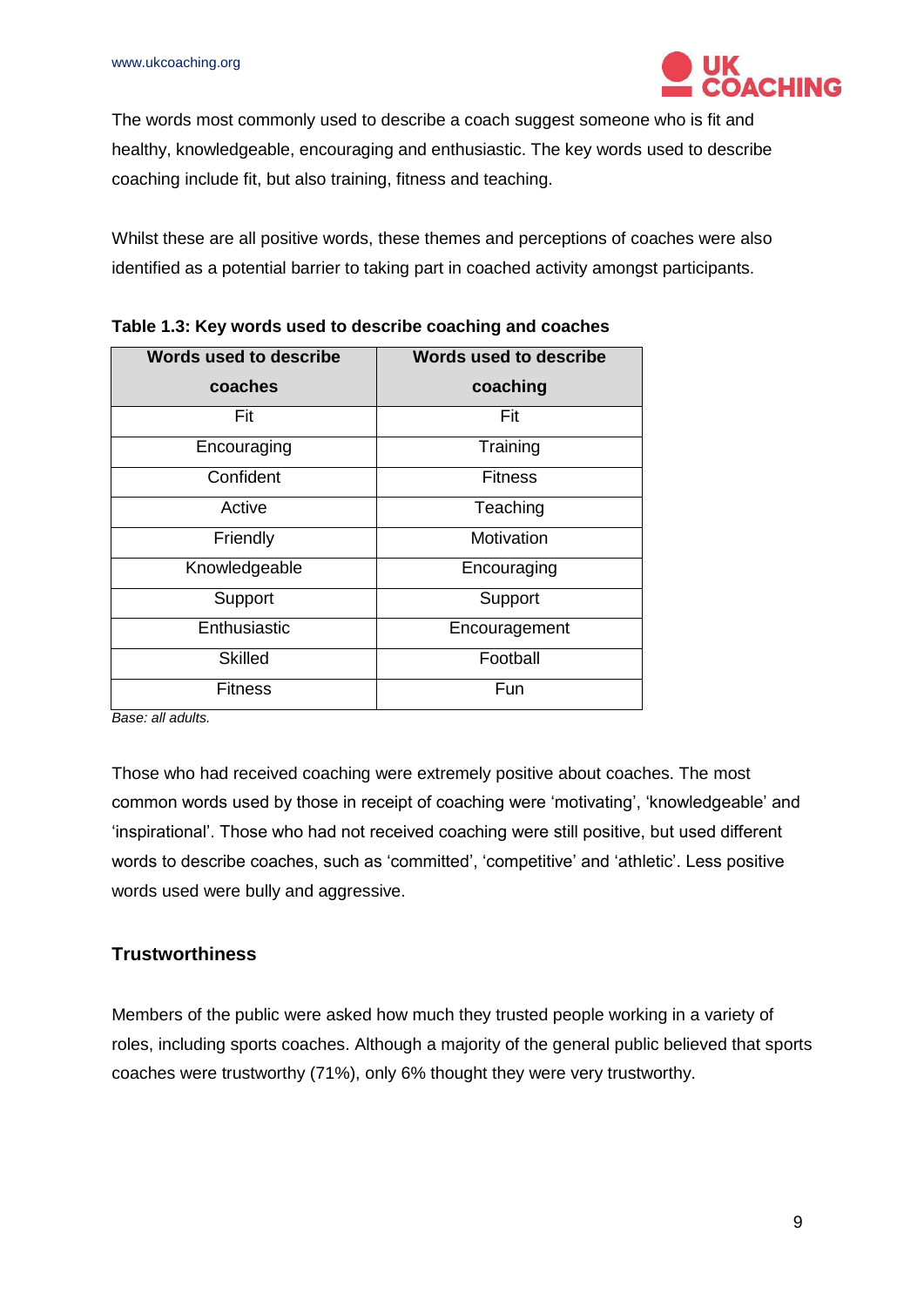The words most commonly used to describe a coach suggest someone who is fit and healthy, knowledgeable, encouraging and enthusiastic. The key words used to describe coaching include fit, but also training, fitness and teaching.

Whilst these are all positive words, these themes and perceptions of coaches were also identified as a potential barrier to taking part in coached activity amongst participants.

**Table 1.3: Key words used to describe coaching and coaches**

| Words used to describe coaches | Words used to describe coaching |
|---|---|
| Fit | Fit |
| Encouraging | Training |
| Confident | Fitness |
| Active | Teaching |
| Friendly | Motivation |
| Knowledgeable | Encouraging |
| Support | Support |
| Enthusiastic | Encouragement |
| Skilled | Football |
| Fitness | Fun |

*Base: all adults.*

Those who had received coaching were extremely positive about coaches. The most common words used by those in receipt of coaching were 'motivating', 'knowledgeable' and 'inspirational'. Those who had not received coaching were still positive, but used different words to describe coaches, such as 'committed', 'competitive' and 'athletic'. Less positive words used were bully and aggressive.

## Trustworthiness

Members of the public were asked how much they trusted people working in a variety of roles, including sports coaches. Although a majority of the general public believed that sports coaches were trustworthy (71%), only 6% thought they were very trustworthy.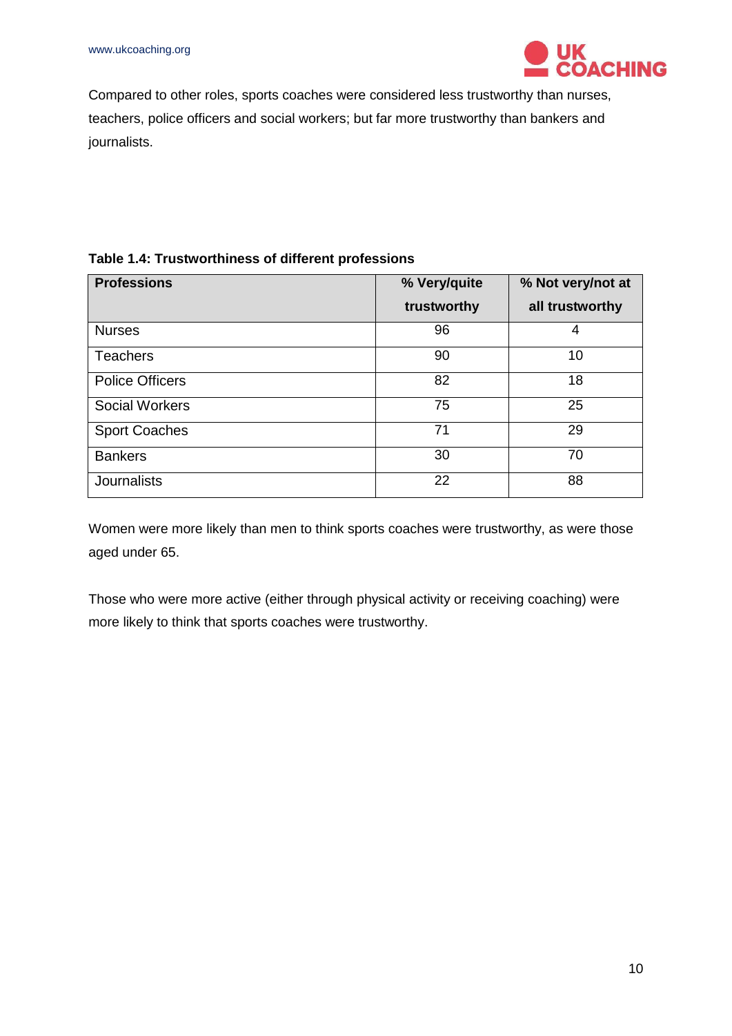Compared to other roles, sports coaches were considered less trustworthy than nurses, teachers, police officers and social workers; but far more trustworthy than bankers and journalists.

**Table 1.4: Trustworthiness of different professions**

| Professions | % Very/quite trustworthy | % Not very/not at all trustworthy |
|---|---|---|
| Nurses | 96 | 4 |
| Teachers | 90 | 10 |
| Police Officers | 82 | 18 |
| Social Workers | 75 | 25 |
| Sport Coaches | 71 | 29 |
| Bankers | 30 | 70 |
| Journalists | 22 | 88 |

Women were more likely than men to think sports coaches were trustworthy, as were those aged under 65.

Those who were more active (either through physical activity or receiving coaching) were more likely to think that sports coaches were trustworthy.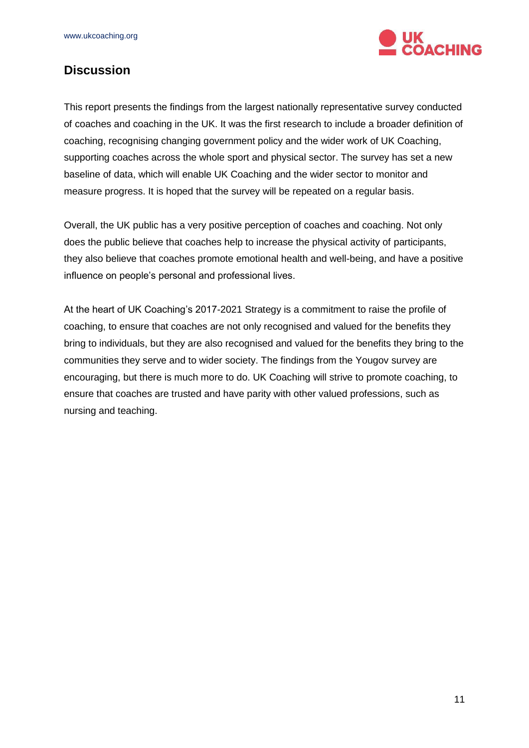## Discussion

This report presents the findings from the largest nationally representative survey conducted of coaches and coaching in the UK. It was the first research to include a broader definition of coaching, recognising changing government policy and the wider work of UK Coaching, supporting coaches across the whole sport and physical sector. The survey has set a new baseline of data, which will enable UK Coaching and the wider sector to monitor and measure progress. It is hoped that the survey will be repeated on a regular basis.

Overall, the UK public has a very positive perception of coaches and coaching. Not only does the public believe that coaches help to increase the physical activity of participants, they also believe that coaches promote emotional health and well-being, and have a positive influence on people's personal and professional lives.

At the heart of UK Coaching's 2017-2021 Strategy is a commitment to raise the profile of coaching, to ensure that coaches are not only recognised and valued for the benefits they bring to individuals, but they are also recognised and valued for the benefits they bring to the communities they serve and to wider society. The findings from the Yougov survey are encouraging, but there is much more to do. UK Coaching will strive to promote coaching, to ensure that coaches are trusted and have parity with other valued professions, such as nursing and teaching.